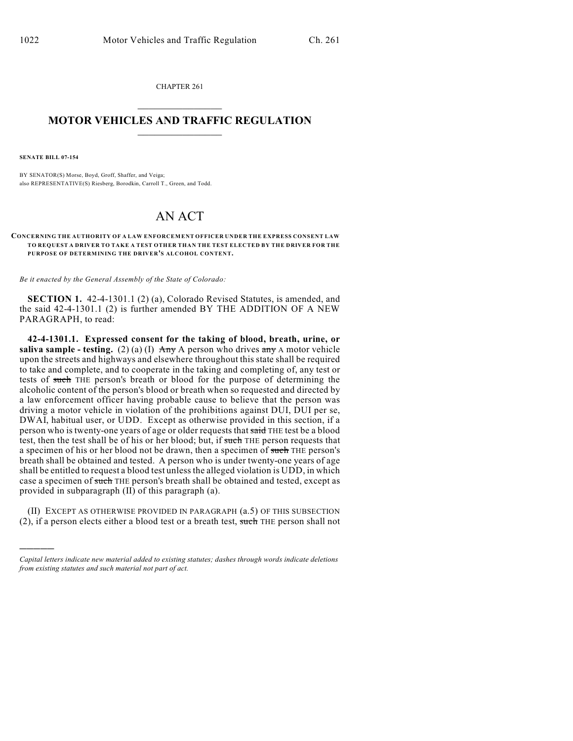CHAPTER 261

# MOTOR VEHICLES AND TRAFFIC REGULATION

**SENATE BILL 07-154**

BY SENATOR(S) Morse, Boyd, Groff, Shaffer, and Veiga;
also REPRESENTATIVE(S) Riesberg, Borodkin, Carroll T., Green, and Todd.

# AN ACT

**CONCERNING THE AUTHORITY OF A LAW ENFORCEMENT OFFICER UNDER THE EXPRESS CONSENT LAW TO REQUEST A DRIVER TO TAKE A TEST OTHER THAN THE TEST ELECTED BY THE DRIVER FOR THE PURPOSE OF DETERMINING THE DRIVER'S ALCOHOL CONTENT.**

*Be it enacted by the General Assembly of the State of Colorado:*

**SECTION 1.** 42-4-1301.1 (2) (a), Colorado Revised Statutes, is amended, and the said 42-4-1301.1 (2) is further amended BY THE ADDITION OF A NEW PARAGRAPH, to read:

**42-4-1301.1. Expressed consent for the taking of blood, breath, urine, or saliva sample - testing.** (2) (a) (I) ~~Any~~ A person who drives ~~any~~ A motor vehicle upon the streets and highways and elsewhere throughout this state shall be required to take and complete, and to cooperate in the taking and completing of, any test or tests of ~~such~~ THE person's breath or blood for the purpose of determining the alcoholic content of the person's blood or breath when so requested and directed by a law enforcement officer having probable cause to believe that the person was driving a motor vehicle in violation of the prohibitions against DUI, DUI per se, DWAI, habitual user, or UDD. Except as otherwise provided in this section, if a person who is twenty-one years of age or older requests that ~~said~~ THE test be a blood test, then the test shall be of his or her blood; but, if ~~such~~ THE person requests that a specimen of his or her blood not be drawn, then a specimen of ~~such~~ THE person's breath shall be obtained and tested. A person who is under twenty-one years of age shall be entitled to request a blood test unless the alleged violation is UDD, in which case a specimen of ~~such~~ THE person's breath shall be obtained and tested, except as provided in subparagraph (II) of this paragraph (a).

(II) EXCEPT AS OTHERWISE PROVIDED IN PARAGRAPH (a.5) OF THIS SUBSECTION (2), if a person elects either a blood test or a breath test, ~~such~~ THE person shall not

---

*Capital letters indicate new material added to existing statutes; dashes through words indicate deletions from existing statutes and such material not part of act.*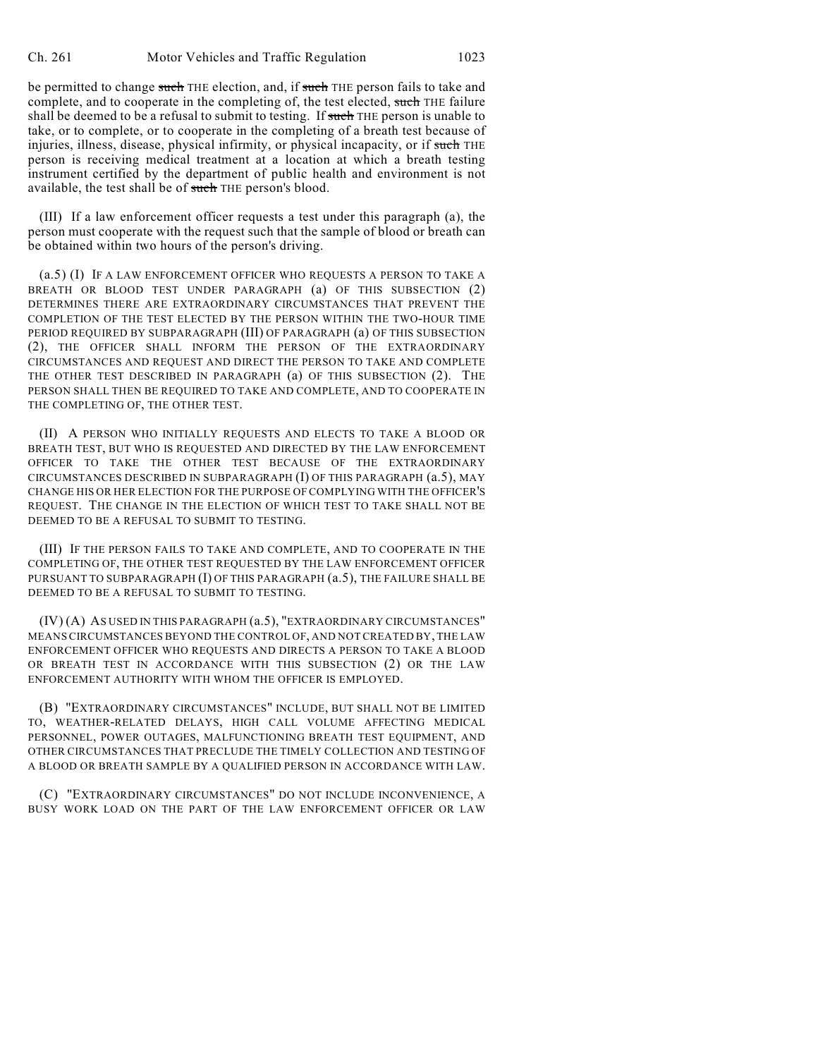be permitted to change ~~such~~ THE election, and, if ~~such~~ THE person fails to take and complete, and to cooperate in the completing of, the test elected, ~~such~~ THE failure shall be deemed to be a refusal to submit to testing. If ~~such~~ THE person is unable to take, or to complete, or to cooperate in the completing of a breath test because of injuries, illness, disease, physical infirmity, or physical incapacity, or if ~~such~~ THE person is receiving medical treatment at a location at which a breath testing instrument certified by the department of public health and environment is not available, the test shall be of ~~such~~ THE person's blood.

(III) If a law enforcement officer requests a test under this paragraph (a), the person must cooperate with the request such that the sample of blood or breath can be obtained within two hours of the person's driving.

(a.5) (I) IF A LAW ENFORCEMENT OFFICER WHO REQUESTS A PERSON TO TAKE A BREATH OR BLOOD TEST UNDER PARAGRAPH (a) OF THIS SUBSECTION (2) DETERMINES THERE ARE EXTRAORDINARY CIRCUMSTANCES THAT PREVENT THE COMPLETION OF THE TEST ELECTED BY THE PERSON WITHIN THE TWO-HOUR TIME PERIOD REQUIRED BY SUBPARAGRAPH (III) OF PARAGRAPH (a) OF THIS SUBSECTION (2), THE OFFICER SHALL INFORM THE PERSON OF THE EXTRAORDINARY CIRCUMSTANCES AND REQUEST AND DIRECT THE PERSON TO TAKE AND COMPLETE THE OTHER TEST DESCRIBED IN PARAGRAPH (a) OF THIS SUBSECTION (2). THE PERSON SHALL THEN BE REQUIRED TO TAKE AND COMPLETE, AND TO COOPERATE IN THE COMPLETING OF, THE OTHER TEST.

(II) A PERSON WHO INITIALLY REQUESTS AND ELECTS TO TAKE A BLOOD OR BREATH TEST, BUT WHO IS REQUESTED AND DIRECTED BY THE LAW ENFORCEMENT OFFICER TO TAKE THE OTHER TEST BECAUSE OF THE EXTRAORDINARY CIRCUMSTANCES DESCRIBED IN SUBPARAGRAPH (I) OF THIS PARAGRAPH (a.5), MAY CHANGE HIS OR HER ELECTION FOR THE PURPOSE OF COMPLYING WITH THE OFFICER'S REQUEST. THE CHANGE IN THE ELECTION OF WHICH TEST TO TAKE SHALL NOT BE DEEMED TO BE A REFUSAL TO SUBMIT TO TESTING.

(III) IF THE PERSON FAILS TO TAKE AND COMPLETE, AND TO COOPERATE IN THE COMPLETING OF, THE OTHER TEST REQUESTED BY THE LAW ENFORCEMENT OFFICER PURSUANT TO SUBPARAGRAPH (I) OF THIS PARAGRAPH (a.5), THE FAILURE SHALL BE DEEMED TO BE A REFUSAL TO SUBMIT TO TESTING.

(IV) (A) AS USED IN THIS PARAGRAPH (a.5), "EXTRAORDINARY CIRCUMSTANCES" MEANS CIRCUMSTANCES BEYOND THE CONTROL OF, AND NOT CREATED BY, THE LAW ENFORCEMENT OFFICER WHO REQUESTS AND DIRECTS A PERSON TO TAKE A BLOOD OR BREATH TEST IN ACCORDANCE WITH THIS SUBSECTION (2) OR THE LAW ENFORCEMENT AUTHORITY WITH WHOM THE OFFICER IS EMPLOYED.

(B) "EXTRAORDINARY CIRCUMSTANCES" INCLUDE, BUT SHALL NOT BE LIMITED TO, WEATHER-RELATED DELAYS, HIGH CALL VOLUME AFFECTING MEDICAL PERSONNEL, POWER OUTAGES, MALFUNCTIONING BREATH TEST EQUIPMENT, AND OTHER CIRCUMSTANCES THAT PRECLUDE THE TIMELY COLLECTION AND TESTING OF A BLOOD OR BREATH SAMPLE BY A QUALIFIED PERSON IN ACCORDANCE WITH LAW.

(C) "EXTRAORDINARY CIRCUMSTANCES" DO NOT INCLUDE INCONVENIENCE, A BUSY WORK LOAD ON THE PART OF THE LAW ENFORCEMENT OFFICER OR LAW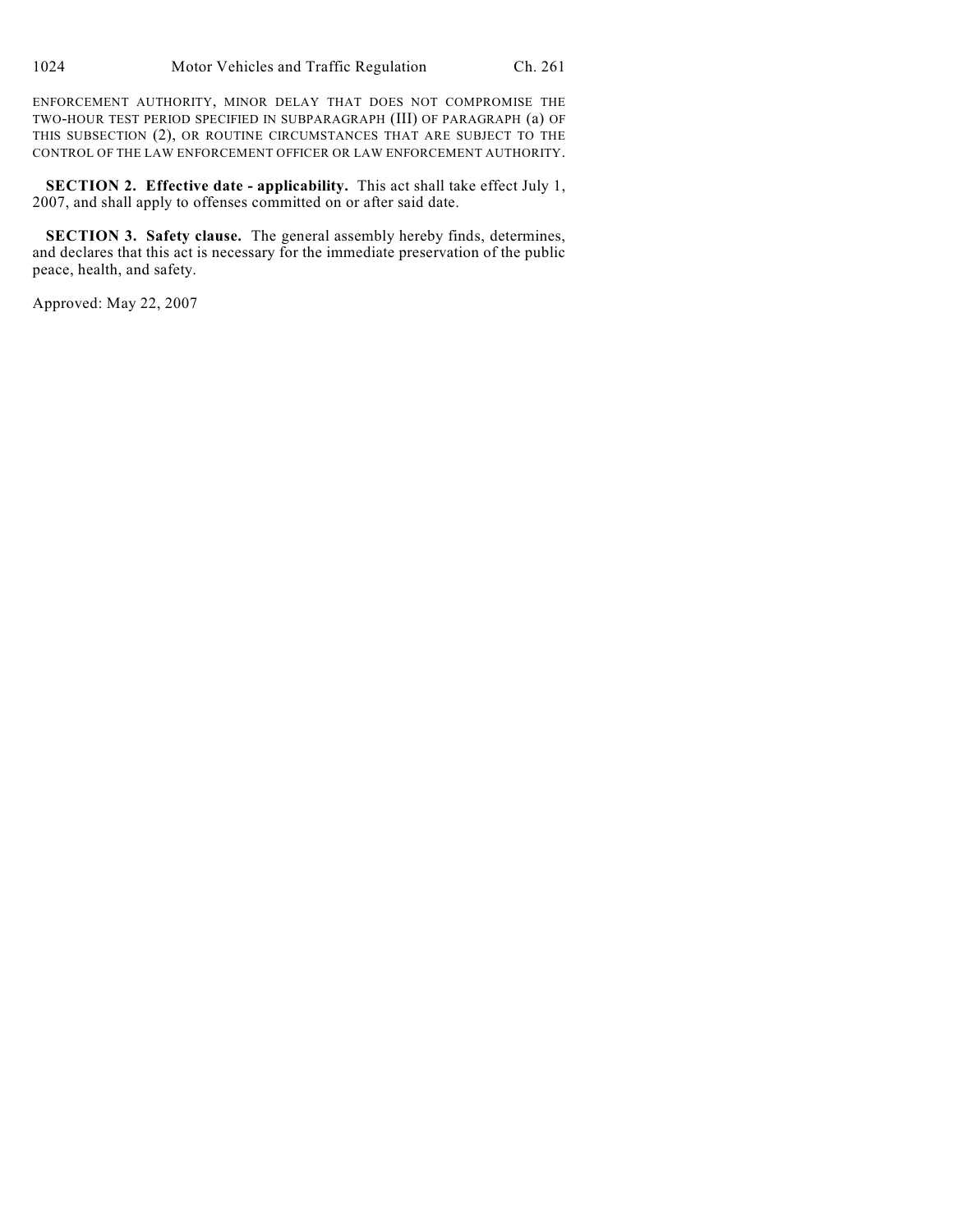ENFORCEMENT AUTHORITY, MINOR DELAY THAT DOES NOT COMPROMISE THE TWO-HOUR TEST PERIOD SPECIFIED IN SUBPARAGRAPH (III) OF PARAGRAPH (a) OF THIS SUBSECTION (2), OR ROUTINE CIRCUMSTANCES THAT ARE SUBJECT TO THE CONTROL OF THE LAW ENFORCEMENT OFFICER OR LAW ENFORCEMENT AUTHORITY.

**SECTION 2. Effective date - applicability.** This act shall take effect July 1, 2007, and shall apply to offenses committed on or after said date.

**SECTION 3. Safety clause.** The general assembly hereby finds, determines, and declares that this act is necessary for the immediate preservation of the public peace, health, and safety.

Approved: May 22, 2007